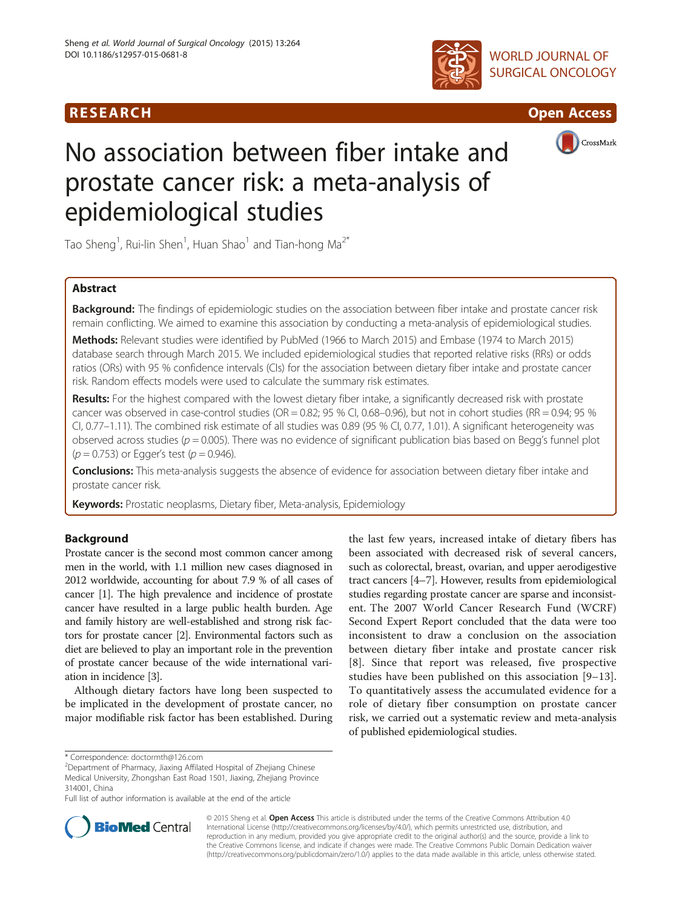RESEARCH

Open Access

# No association between fiber intake and prostate cancer risk: a meta-analysis of epidemiological studies

Tao Sheng[1], Rui-lin Shen[1], Huan Shao[1] and Tian-hong Ma[2*]

## Abstract

**Background:** The findings of epidemiologic studies on the association between fiber intake and prostate cancer risk remain conflicting. We aimed to examine this association by conducting a meta-analysis of epidemiological studies.

**Methods:** Relevant studies were identified by PubMed (1966 to March 2015) and Embase (1974 to March 2015) database search through March 2015. We included epidemiological studies that reported relative risks (RRs) or odds ratios (ORs) with 95 % confidence intervals (CIs) for the association between dietary fiber intake and prostate cancer risk. Random effects models were used to calculate the summary risk estimates.

**Results:** For the highest compared with the lowest dietary fiber intake, a significantly decreased risk with prostate cancer was observed in case-control studies (OR = 0.82; 95 % CI, 0.68–0.96), but not in cohort studies (RR = 0.94; 95 % CI, 0.77–1.11). The combined risk estimate of all studies was 0.89 (95 % CI, 0.77, 1.01). A significant heterogeneity was observed across studies ($p = 0.005$). There was no evidence of significant publication bias based on Begg's funnel plot ($p = 0.753$) or Egger's test ($p = 0.946$).

**Conclusions:** This meta-analysis suggests the absence of evidence for association between dietary fiber intake and prostate cancer risk.

**Keywords:** Prostatic neoplasms, Dietary fiber, Meta-analysis, Epidemiology

## Background

Prostate cancer is the second most common cancer among men in the world, with 1.1 million new cases diagnosed in 2012 worldwide, accounting for about 7.9 % of all cases of cancer [1]. The high prevalence and incidence of prostate cancer have resulted in a large public health burden. Age and family history are well-established and strong risk factors for prostate cancer [2]. Environmental factors such as diet are believed to play an important role in the prevention of prostate cancer because of the wide international variation in incidence [3].

Although dietary factors have long been suspected to be implicated in the development of prostate cancer, no major modifiable risk factor has been established. During the last few years, increased intake of dietary fibers has been associated with decreased risk of several cancers, such as colorectal, breast, ovarian, and upper aerodigestive tract cancers [4–7]. However, results from epidemiological studies regarding prostate cancer are sparse and inconsistent. The 2007 World Cancer Research Fund (WCRF) Second Expert Report concluded that the data were too inconsistent to draw a conclusion on the association between dietary fiber intake and prostate cancer risk [8]. Since that report was released, five prospective studies have been published on this association [9–13]. To quantitatively assess the accumulated evidence for a role of dietary fiber consumption on prostate cancer risk, we carried out a systematic review and meta-analysis of published epidemiological studies.

\* Correspondence: doctormth@126.com
[2]Department of Pharmacy, Jiaxing Affilated Hospital of Zhejiang Chinese Medical University, Zhongshan East Road 1501, Jiaxing, Zhejiang Province 314001, China
Full list of author information is available at the end of the article

© 2015 Sheng et al. **Open Access** This article is distributed under the terms of the Creative Commons Attribution 4.0 International License (http://creativecommons.org/licenses/by/4.0/), which permits unrestricted use, distribution, and reproduction in any medium, provided you give appropriate credit to the original author(s) and the source, provide a link to the Creative Commons license, and indicate if changes were made. The Creative Commons Public Domain Dedication waiver (http://creativecommons.org/publicdomain/zero/1.0/) applies to the data made available in this article, unless otherwise stated.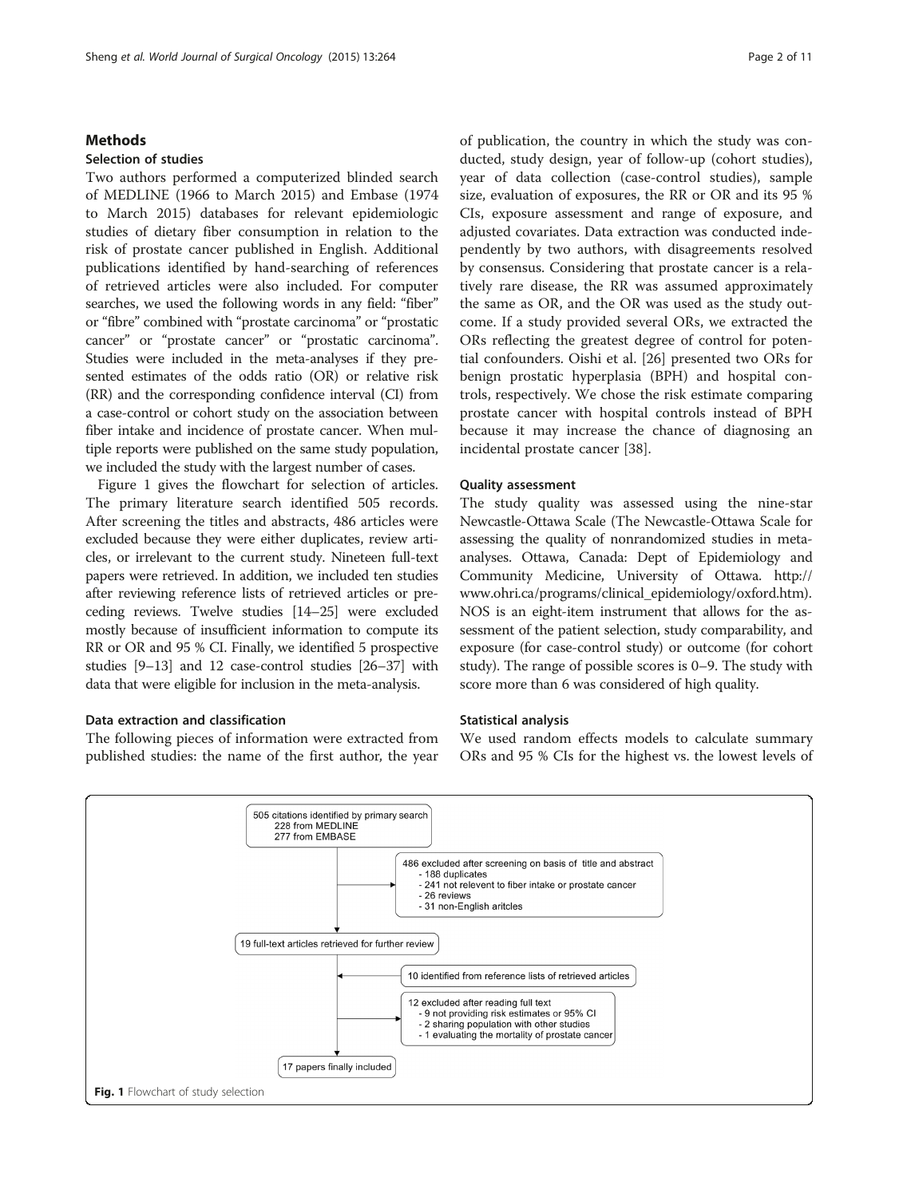## Methods

### Selection of studies

Two authors performed a computerized blinded search of MEDLINE (1966 to March 2015) and Embase (1974 to March 2015) databases for relevant epidemiologic studies of dietary fiber consumption in relation to the risk of prostate cancer published in English. Additional publications identified by hand-searching of references of retrieved articles were also included. For computer searches, we used the following words in any field: "fiber" or "fibre" combined with "prostate carcinoma" or "prostatic cancer" or "prostate cancer" or "prostatic carcinoma". Studies were included in the meta-analyses if they presented estimates of the odds ratio (OR) or relative risk (RR) and the corresponding confidence interval (CI) from a case-control or cohort study on the association between fiber intake and incidence of prostate cancer. When multiple reports were published on the same study population, we included the study with the largest number of cases.

Figure 1 gives the flowchart for selection of articles. The primary literature search identified 505 records. After screening the titles and abstracts, 486 articles were excluded because they were either duplicates, review articles, or irrelevant to the current study. Nineteen full-text papers were retrieved. In addition, we included ten studies after reviewing reference lists of retrieved articles or preceding reviews. Twelve studies [14–25] were excluded mostly because of insufficient information to compute its RR or OR and 95 % CI. Finally, we identified 5 prospective studies [9–13] and 12 case-control studies [26–37] with data that were eligible for inclusion in the meta-analysis.

### Data extraction and classification

The following pieces of information were extracted from published studies: the name of the first author, the year of publication, the country in which the study was conducted, study design, year of follow-up (cohort studies), year of data collection (case-control studies), sample size, evaluation of exposures, the RR or OR and its 95 % CIs, exposure assessment and range of exposure, and adjusted covariates. Data extraction was conducted independently by two authors, with disagreements resolved by consensus. Considering that prostate cancer is a relatively rare disease, the RR was assumed approximately the same as OR, and the OR was used as the study outcome. If a study provided several ORs, we extracted the ORs reflecting the greatest degree of control for potential confounders. Oishi et al. [26] presented two ORs for benign prostatic hyperplasia (BPH) and hospital controls, respectively. We chose the risk estimate comparing prostate cancer with hospital controls instead of BPH because it may increase the chance of diagnosing an incidental prostate cancer [38].

### Quality assessment

The study quality was assessed using the nine-star Newcastle-Ottawa Scale (The Newcastle-Ottawa Scale for assessing the quality of nonrandomized studies in meta-analyses. Ottawa, Canada: Dept of Epidemiology and Community Medicine, University of Ottawa. http://www.ohri.ca/programs/clinical_epidemiology/oxford.htm). NOS is an eight-item instrument that allows for the assessment of the patient selection, study comparability, and exposure (for case-control study) or outcome (for cohort study). The range of possible scores is 0–9. The study with score more than 6 was considered of high quality.

### Statistical analysis

We used random effects models to calculate summary ORs and 95 % CIs for the highest vs. the lowest levels of

505 citations identified by primary search
- 228 from MEDLINE
- 277 from EMBASE

486 excluded after screening on basis of title and abstract
- 188 duplicates
- 241 not relevent to fiber intake or prostate cancer
- 26 reviews
- 31 non-English aritcles

19 full-text articles retrieved for further review

10 identified from reference lists of retrieved articles

12 excluded after reading full text
- 9 not providing risk estimates or 95% CI
- 2 sharing population with other studies
- 1 evaluating the mortality of prostate cancer

17 papers finally included

**Fig. 1** Flowchart of study selection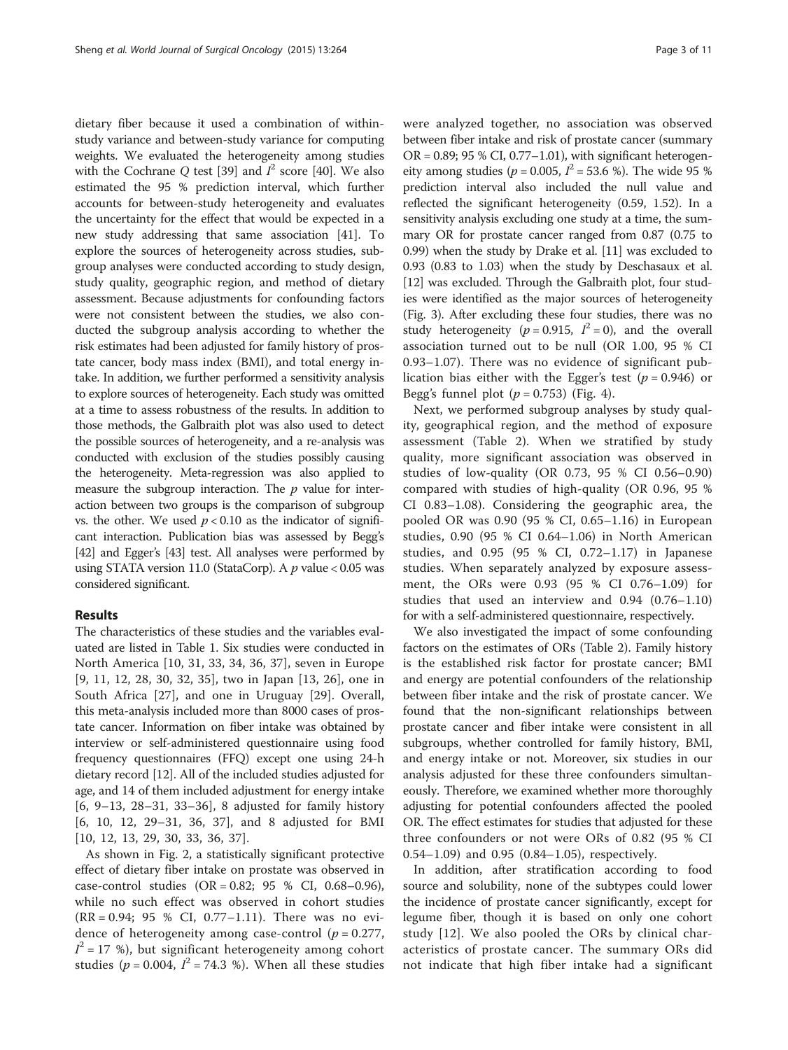dietary fiber because it used a combination of within-study variance and between-study variance for computing weights. We evaluated the heterogeneity among studies with the Cochrane $Q$ test [39] and $I^2$ score [40]. We also estimated the 95 % prediction interval, which further accounts for between-study heterogeneity and evaluates the uncertainty for the effect that would be expected in a new study addressing that same association [41]. To explore the sources of heterogeneity across studies, subgroup analyses were conducted according to study design, study quality, geographic region, and method of dietary assessment. Because adjustments for confounding factors were not consistent between the studies, we also conducted the subgroup analysis according to whether the risk estimates had been adjusted for family history of prostate cancer, body mass index (BMI), and total energy intake. In addition, we further performed a sensitivity analysis to explore sources of heterogeneity. Each study was omitted at a time to assess robustness of the results. In addition to those methods, the Galbraith plot was also used to detect the possible sources of heterogeneity, and a re-analysis was conducted with exclusion of the studies possibly causing the heterogeneity. Meta-regression was also applied to measure the subgroup interaction. The $p$ value for interaction between two groups is the comparison of subgroup vs. the other. We used $p < 0.10$ as the indicator of significant interaction. Publication bias was assessed by Begg's [42] and Egger's [43] test. All analyses were performed by using STATA version 11.0 (StataCorp). A $p$ value < 0.05 was considered significant.

## Results

The characteristics of these studies and the variables evaluated are listed in Table 1. Six studies were conducted in North America [10, 31, 33, 34, 36, 37], seven in Europe [9, 11, 12, 28, 30, 32, 35], two in Japan [13, 26], one in South Africa [27], and one in Uruguay [29]. Overall, this meta-analysis included more than 8000 cases of prostate cancer. Information on fiber intake was obtained by interview or self-administered questionnaire using food frequency questionnaires (FFQ) except one using 24-h dietary record [12]. All of the included studies adjusted for age, and 14 of them included adjustment for energy intake [6, 9–13, 28–31, 33–36], 8 adjusted for family history [6, 10, 12, 29–31, 36, 37], and 8 adjusted for BMI [10, 12, 13, 29, 30, 33, 36, 37].

As shown in Fig. 2, a statistically significant protective effect of dietary fiber intake on prostate was observed in case-control studies (OR = 0.82; 95 % CI, 0.68–0.96), while no such effect was observed in cohort studies (RR = 0.94; 95 % CI, 0.77–1.11). There was no evidence of heterogeneity among case-control ($p = 0.277$, $I^2 = 17$ %), but significant heterogeneity among cohort studies ($p = 0.004$, $I^2 = 74.3$ %). When all these studies were analyzed together, no association was observed between fiber intake and risk of prostate cancer (summary OR = 0.89; 95 % CI, 0.77–1.01), with significant heterogeneity among studies ($p = 0.005$, $I^2 = 53.6$ %). The wide 95 % prediction interval also included the null value and reflected the significant heterogeneity (0.59, 1.52). In a sensitivity analysis excluding one study at a time, the summary OR for prostate cancer ranged from 0.87 (0.75 to 0.99) when the study by Drake et al. [11] was excluded to 0.93 (0.83 to 1.03) when the study by Deschasaux et al. [12] was excluded. Through the Galbraith plot, four studies were identified as the major sources of heterogeneity (Fig. 3). After excluding these four studies, there was no study heterogeneity ($p = 0.915$, $I^2 = 0$), and the overall association turned out to be null (OR 1.00, 95 % CI 0.93–1.07). There was no evidence of significant publication bias either with the Egger's test ($p = 0.946$) or Begg's funnel plot ($p = 0.753$) (Fig. 4).

Next, we performed subgroup analyses by study quality, geographical region, and the method of exposure assessment (Table 2). When we stratified by study quality, more significant association was observed in studies of low-quality (OR 0.73, 95 % CI 0.56–0.90) compared with studies of high-quality (OR 0.96, 95 % CI 0.83–1.08). Considering the geographic area, the pooled OR was 0.90 (95 % CI, 0.65–1.16) in European studies, 0.90 (95 % CI 0.64–1.06) in North American studies, and 0.95 (95 % CI, 0.72–1.17) in Japanese studies. When separately analyzed by exposure assessment, the ORs were 0.93 (95 % CI 0.76–1.09) for studies that used an interview and 0.94 (0.76–1.10) for with a self-administered questionnaire, respectively.

We also investigated the impact of some confounding factors on the estimates of ORs (Table 2). Family history is the established risk factor for prostate cancer; BMI and energy are potential confounders of the relationship between fiber intake and the risk of prostate cancer. We found that the non-significant relationships between prostate cancer and fiber intake were consistent in all subgroups, whether controlled for family history, BMI, and energy intake or not. Moreover, six studies in our analysis adjusted for these three confounders simultaneously. Therefore, we examined whether more thoroughly adjusting for potential confounders affected the pooled OR. The effect estimates for studies that adjusted for these three confounders or not were ORs of 0.82 (95 % CI 0.54–1.09) and 0.95 (0.84–1.05), respectively.

In addition, after stratification according to food source and solubility, none of the subtypes could lower the incidence of prostate cancer significantly, except for legume fiber, though it is based on only one cohort study [12]. We also pooled the ORs by clinical characteristics of prostate cancer. The summary ORs did not indicate that high fiber intake had a significant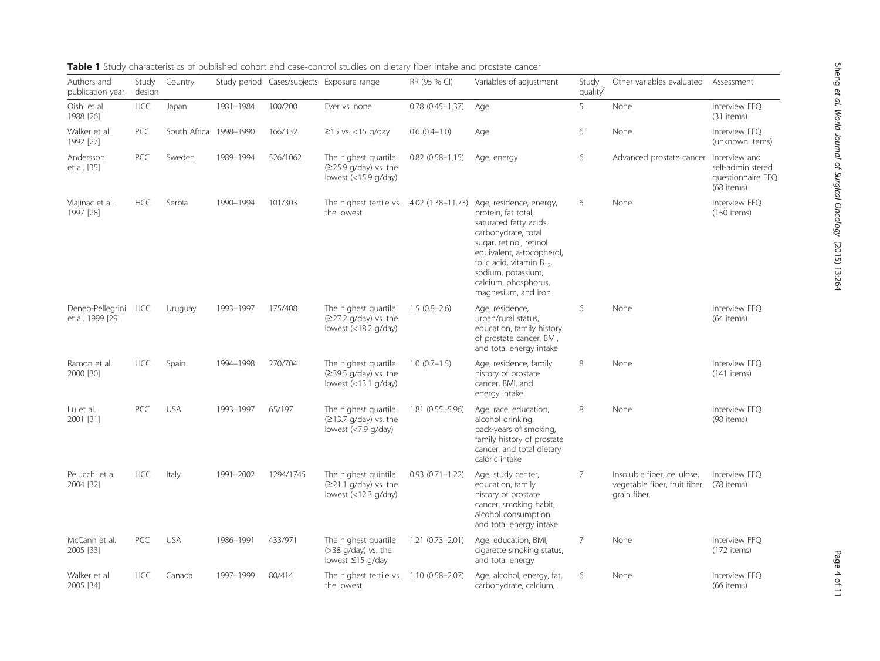**Table 1** Study characteristics of published cohort and case-control studies on dietary fiber intake and prostate cancer

| Authors and publication year | Study design | Country | Study period | Cases/subjects | Exposure range | RR (95 % CI) | Variables of adjustment | Study quality[a] | Other variables evaluated | Assessment |
|---|---|---|---|---|---|---|---|---|---|---|
| Oishi et al. 1988 [26] | HCC | Japan | 1981–1984 | 100/200 | Ever vs. none | 0.78 (0.45–1.37) | Age | 5 | None | Interview FFQ (31 items) |
| Walker et al. 1992 [27] | PCC | South Africa | 1998–1990 | 166/332 | ≥15 vs. <15 g/day | 0.6 (0.4–1.0) | Age | 6 | None | Interview FFQ (unknown items) |
| Andersson et al. [35] | PCC | Sweden | 1989–1994 | 526/1062 | The highest quartile (≥25.9 g/day) vs. the lowest (<15.9 g/day) | 0.82 (0.58–1.15) | Age, energy | 6 | Advanced prostate cancer | Interview and self-administered questionnaire FFQ (68 items) |
| Vlajinac et al. 1997 [28] | HCC | Serbia | 1990–1994 | 101/303 | The highest tertile vs. the lowest | 4.02 (1.38–11.73) | Age, residence, energy, protein, fat total, saturated fatty acids, carbohydrate, total sugar, retinol, retinol equivalent, a-tocopherol, folic acid, vitamin $B_{12}$, sodium, potassium, calcium, phosphorus, magnesium, and iron | 6 | None | Interview FFQ (150 items) |
| Deneo-Pellegrini et al. 1999 [29] | HCC | Uruguay | 1993–1997 | 175/408 | The highest quartile (≥27.2 g/day) vs. the lowest (<18.2 g/day) | 1.5 (0.8–2.6) | Age, residence, urban/rural status, education, family history of prostate cancer, BMI, and total energy intake | 6 | None | Interview FFQ (64 items) |
| Ramon et al. 2000 [30] | HCC | Spain | 1994–1998 | 270/704 | The highest quartile (≥39.5 g/day) vs. the lowest (<13.1 g/day) | 1.0 (0.7–1.5) | Age, residence, family history of prostate cancer, BMI, and energy intake | 8 | None | Interview FFQ (141 items) |
| Lu et al. 2001 [31] | PCC | USA | 1993–1997 | 65/197 | The highest quartile (≥13.7 g/day) vs. the lowest (<7.9 g/day) | 1.81 (0.55–5.96) | Age, race, education, alcohol drinking, pack-years of smoking, family history of prostate cancer, and total dietary caloric intake | 8 | None | Interview FFQ (98 items) |
| Pelucchi et al. 2004 [32] | HCC | Italy | 1991–2002 | 1294/1745 | The highest quintile (≥21.1 g/day) vs. the lowest (<12.3 g/day) | 0.93 (0.71–1.22) | Age, study center, education, family history of prostate cancer, smoking habit, alcohol consumption and total energy intake | 7 | Insoluble fiber, cellulose, vegetable fiber, fruit fiber, grain fiber. | Interview FFQ (78 items) |
| McCann et al. 2005 [33] | PCC | USA | 1986–1991 | 433/971 | The highest quartile (>38 g/day) vs. the lowest ≤15 g/day | 1.21 (0.73–2.01) | Age, education, BMI, cigarette smoking status, and total energy | 7 | None | Interview FFQ (172 items) |
| Walker et al. 2005 [34] | HCC | Canada | 1997–1999 | 80/414 | The highest tertile vs. the lowest | 1.10 (0.58–2.07) | Age, alcohol, energy, fat, carbohydrate, calcium, | 6 | None | Interview FFQ (66 items) |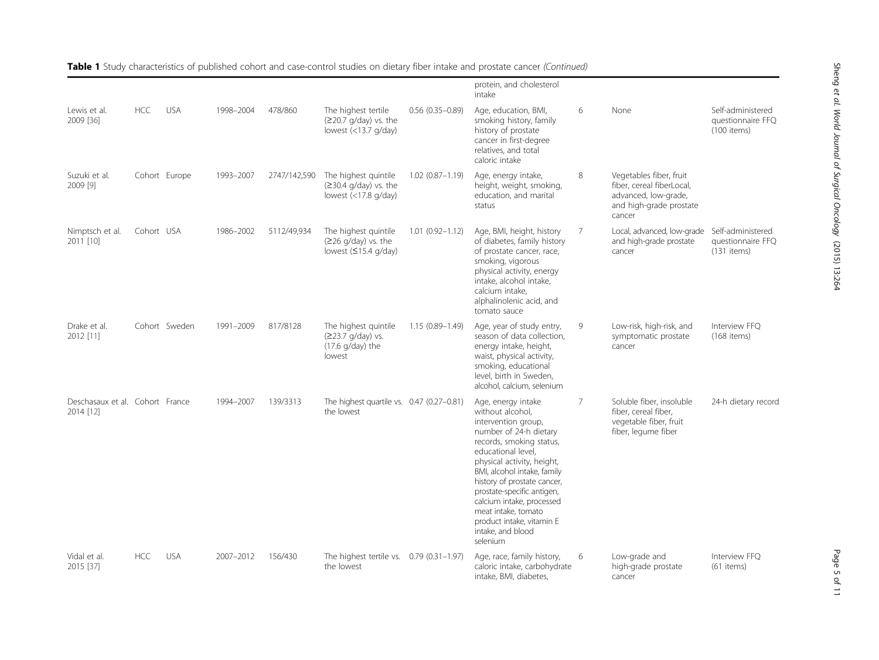**Table 1** Study characteristics of published cohort and case-control studies on dietary fiber intake and prostate cancer *(Continued)*

| | | | | | | | | | | |
|---|---|---|---|---|---|---|---|---|---|---|
| | | | | | | | protein, and cholesterol intake | | | |
| Lewis et al. 2009 [36] | HCC | USA | 1998–2004 | 478/860 | The highest tertile (≥20.7 g/day) vs. the lowest (<13.7 g/day) | 0.56 (0.35–0.89) | Age, education, BMI, smoking history, family history of prostate cancer in first-degree relatives, and total caloric intake | 6 | None | Self-administered questionnaire FFQ (100 items) |
| Suzuki et al. 2009 [9] | Cohort | Europe | 1993–2007 | 2747/142,590 | The highest quintile (≥30.4 g/day) vs. the lowest (<17.8 g/day) | 1.02 (0.87–1.19) | Age, energy intake, height, weight, smoking, education, and marital status | 8 | Vegetables fiber, fruit fiber, cereal fiberLocal, advanced, low-grade, and high-grade prostate cancer | |
| Nimptsch et al. 2011 [10] | Cohort | USA | 1986–2002 | 5112/49,934 | The highest quintile (≥26 g/day) vs. the lowest (≤15.4 g/day) | 1.01 (0.92–1.12) | Age, BMI, height, history of diabetes, family history of prostate cancer, race, smoking, vigorous physical activity, energy intake, alcohol intake, calcium intake, alphalinolenic acid, and tomato sauce | 7 | Local, advanced, low-grade and high-grade prostate cancer | Self-administered questionnaire FFQ (131 items) |
| Drake et al. 2012 [11] | Cohort | Sweden | 1991–2009 | 817/8128 | The highest quintile (≥23.7 g/day) vs. (17.6 g/day) the lowest | 1.15 (0.89–1.49) | Age, year of study entry, season of data collection, energy intake, height, waist, physical activity, smoking, educational level, birth in Sweden, alcohol, calcium, selenium | 9 | Low-risk, high-risk, and symptomatic prostate cancer | Interview FFQ (168 items) |
| Deschasaux et al. 2014 [12] | Cohort | France | 1994–2007 | 139/3313 | The highest quartile vs. the lowest | 0.47 (0.27–0.81) | Age, energy intake without alcohol, intervention group, number of 24-h dietary records, smoking status, educational level, physical activity, height, BMI, alcohol intake, family history of prostate cancer, prostate-specific antigen, calcium intake, processed meat intake, tomato product intake, vitamin E intake, and blood selenium | 7 | Soluble fiber, insoluble fiber, cereal fiber, vegetable fiber, fruit fiber, legume fiber | 24-h dietary record |
| Vidal et al. 2015 [37] | HCC | USA | 2007–2012 | 156/430 | The highest tertile vs. the lowest | 0.79 (0.31–1.97) | Age, race, family history, caloric intake, carbohydrate intake, BMI, diabetes, | 6 | Low-grade and high-grade prostate cancer | Interview FFQ (61 items) |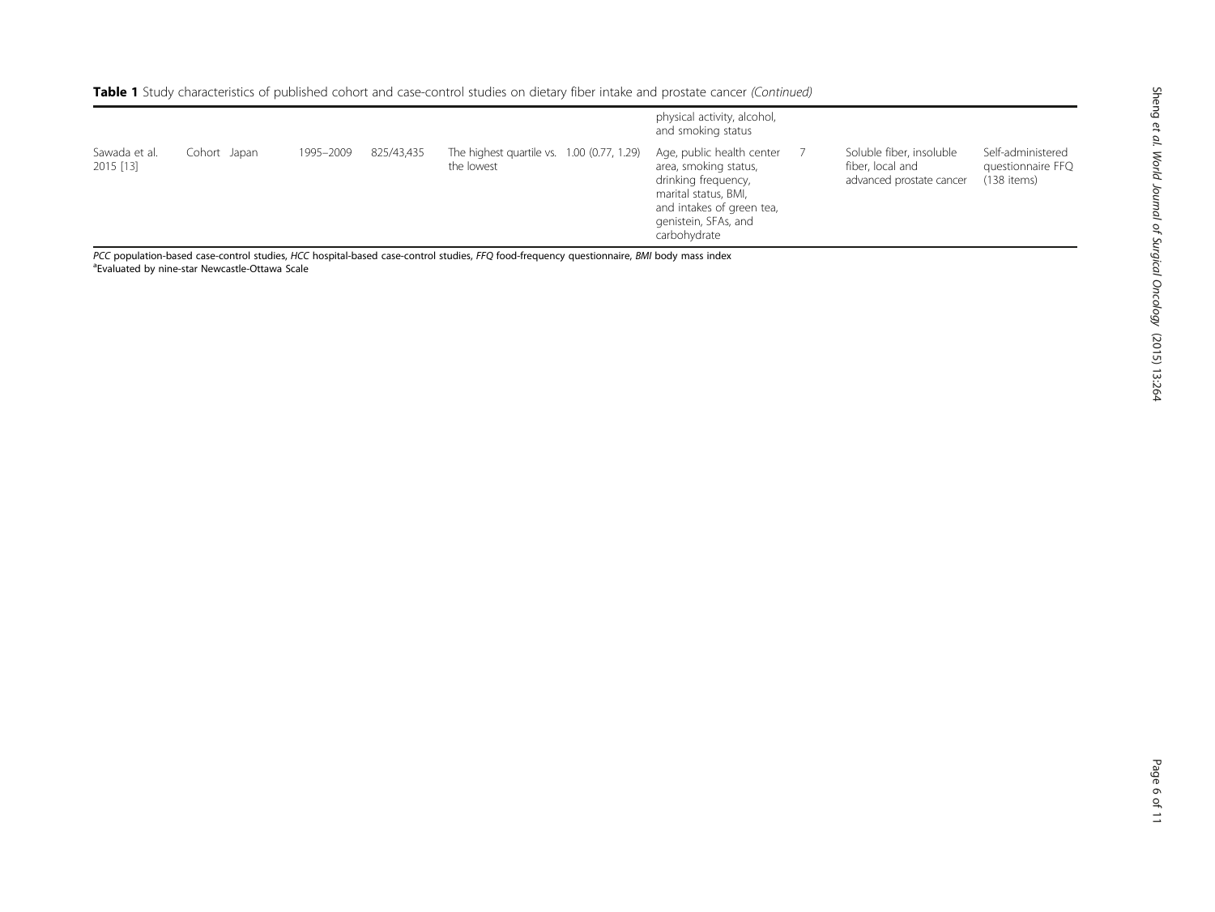**Table 1** Study characteristics of published cohort and case-control studies on dietary fiber intake and prostate cancer *(Continued)*

| | | | | | | | | | | |
|---|---|---|---|---|---|---|---|---|---|---|
| | | | | | | physical activity, alcohol, and smoking status | | | |
| Sawada et al. 2015 [13] | Cohort | Japan | 1995–2009 | 825/43,435 | The highest quartile vs. the lowest | 1.00 (0.77, 1.29) | Age, public health center area, smoking status, drinking frequency, marital status, BMI, and intakes of green tea, genistein, SFAs, and carbohydrate | 7 | Soluble fiber, insoluble fiber, local and advanced prostate cancer | Self-administered questionnaire FFQ (138 items) |

*PCC* population-based case-control studies, *HCC* hospital-based case-control studies, *FFQ* food-frequency questionnaire, *BMI* body mass index

[a]Evaluated by nine-star Newcastle-Ottawa Scale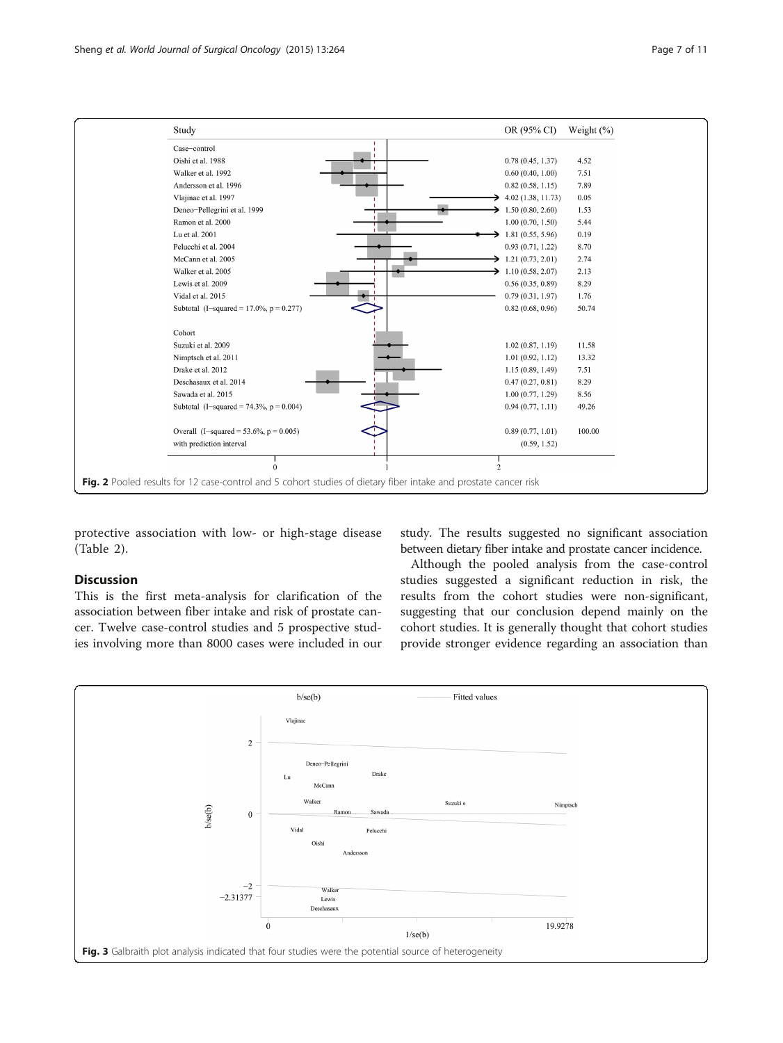| Study | OR (95% CI) | Weight (%) |
|---|---|---|
| Case−control | | |
| Oishi et al. 1988 | 0.78 (0.45, 1.37) | 4.52 |
| Walker et al. 1992 | 0.60 (0.40, 1.00) | 7.51 |
| Andersson et al. 1996 | 0.82 (0.58, 1.15) | 7.89 |
| Vlajinac et al. 1997 | 4.02 (1.38, 11.73) | 0.05 |
| Deneo−Pellegrini et al. 1999 | 1.50 (0.80, 2.60) | 1.53 |
| Ramon et al. 2000 | 1.00 (0.70, 1.50) | 5.44 |
| Lu et al. 2001 | 1.81 (0.55, 5.96) | 0.19 |
| Pelucchi et al. 2004 | 0.93 (0.71, 1.22) | 8.70 |
| McCann et al. 2005 | 1.21 (0.73, 2.01) | 2.74 |
| Walker et al. 2005 | 1.10 (0.58, 2.07) | 2.13 |
| Lewis et al. 2009 | 0.56 (0.35, 0.89) | 8.29 |
| Vidal et al. 2015 | 0.79 (0.31, 1.97) | 1.76 |
| Subtotal (I−squared = 17.0%, p = 0.277) | 0.82 (0.68, 0.96) | 50.74 |
| Cohort | | |
| Suzuki et al. 2009 | 1.02 (0.87, 1.19) | 11.58 |
| Nimptsch et al. 2011 | 1.01 (0.92, 1.12) | 13.32 |
| Drake et al. 2012 | 1.15 (0.89, 1.49) | 7.51 |
| Deschasaux et al. 2014 | 0.47 (0.27, 0.81) | 8.29 |
| Sawada et al. 2015 | 1.00 (0.77, 1.29) | 8.56 |
| Subtotal (I−squared = 74.3%, p = 0.004) | 0.94 (0.77, 1.11) | 49.26 |
| Overall (I−squared = 53.6%, p = 0.005) | 0.89 (0.77, 1.01) | 100.00 |
| with prediction interval | (0.59, 1.52) | |

**Fig. 2** Pooled results for 12 case-control and 5 cohort studies of dietary fiber intake and prostate cancer risk

protective association with low- or high-stage disease (Table 2).

## Discussion

This is the first meta-analysis for clarification of the association between fiber intake and risk of prostate cancer. Twelve case-control studies and 5 prospective studies involving more than 8000 cases were included in our study. The results suggested no significant association between dietary fiber intake and prostate cancer incidence.

Although the pooled analysis from the case-control studies suggested a significant reduction in risk, the results from the cohort studies were non-significant, suggesting that our conclusion depend mainly on the cohort studies. It is generally thought that cohort studies provide stronger evidence regarding an association than

**Fig. 3** Galbraith plot analysis indicated that four studies were the potential source of heterogeneity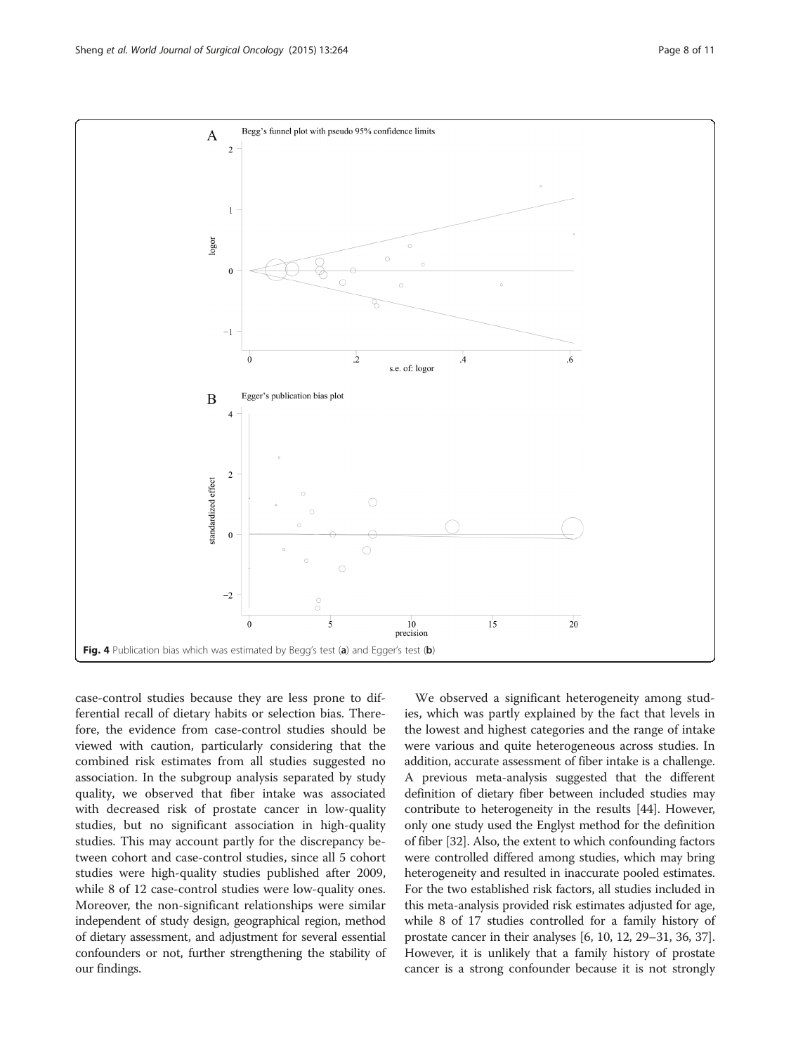Fig. 4 Publication bias which was estimated by Begg's test (a) and Egger's test (b)

case-control studies because they are less prone to differential recall of dietary habits or selection bias. Therefore, the evidence from case-control studies should be viewed with caution, particularly considering that the combined risk estimates from all studies suggested no association. In the subgroup analysis separated by study quality, we observed that fiber intake was associated with decreased risk of prostate cancer in low-quality studies, but no significant association in high-quality studies. This may account partly for the discrepancy between cohort and case-control studies, since all 5 cohort studies were high-quality studies published after 2009, while 8 of 12 case-control studies were low-quality ones. Moreover, the non-significant relationships were similar independent of study design, geographical region, method of dietary assessment, and adjustment for several essential confounders or not, further strengthening the stability of our findings.

We observed a significant heterogeneity among studies, which was partly explained by the fact that levels in the lowest and highest categories and the range of intake were various and quite heterogeneous across studies. In addition, accurate assessment of fiber intake is a challenge. A previous meta-analysis suggested that the different definition of dietary fiber between included studies may contribute to heterogeneity in the results [44]. However, only one study used the Englyst method for the definition of fiber [32]. Also, the extent to which confounding factors were controlled differed among studies, which may bring heterogeneity and resulted in inaccurate pooled estimates. For the two established risk factors, all studies included in this meta-analysis provided risk estimates adjusted for age, while 8 of 17 studies controlled for a family history of prostate cancer in their analyses [6, 10, 12, 29–31, 36, 37]. However, it is unlikely that a family history of prostate cancer is a strong confounder because it is not strongly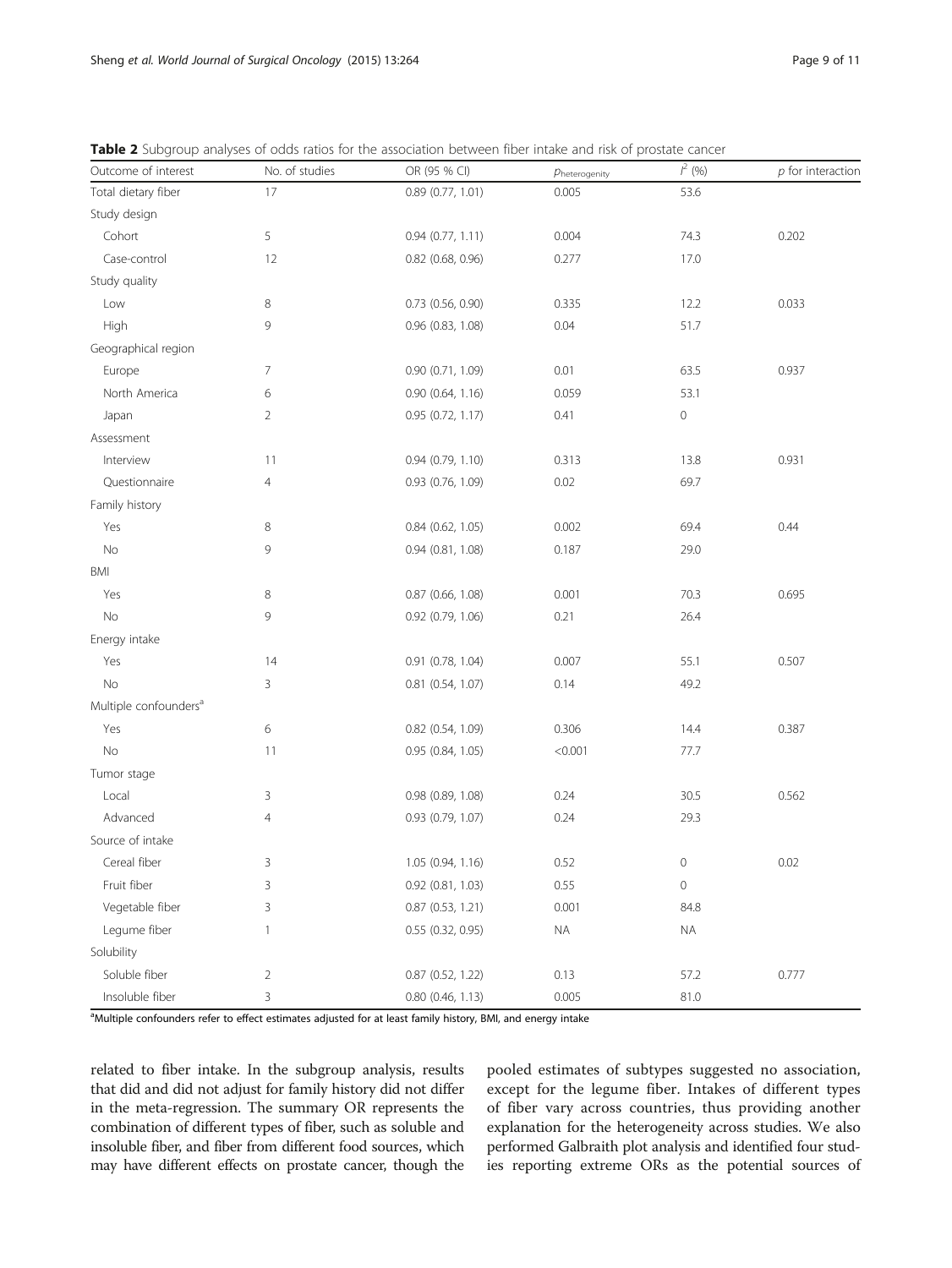**Table 2** Subgroup analyses of odds ratios for the association between fiber intake and risk of prostate cancer

| Outcome of interest | No. of studies | OR (95 % CI) | $p_{heterogenity}$ | $I^2$ (%) | *p* for interaction |
|---|---|---|---|---|---|
| Total dietary fiber | 17 | 0.89 (0.77, 1.01) | 0.005 | 53.6 | |
| Study design | | | | | |
| Cohort | 5 | 0.94 (0.77, 1.11) | 0.004 | 74.3 | 0.202 |
| Case-control | 12 | 0.82 (0.68, 0.96) | 0.277 | 17.0 | |
| Study quality | | | | | |
| Low | 8 | 0.73 (0.56, 0.90) | 0.335 | 12.2 | 0.033 |
| High | 9 | 0.96 (0.83, 1.08) | 0.04 | 51.7 | |
| Geographical region | | | | | |
| Europe | 7 | 0.90 (0.71, 1.09) | 0.01 | 63.5 | 0.937 |
| North America | 6 | 0.90 (0.64, 1.16) | 0.059 | 53.1 | |
| Japan | 2 | 0.95 (0.72, 1.17) | 0.41 | 0 | |
| Assessment | | | | | |
| Interview | 11 | 0.94 (0.79, 1.10) | 0.313 | 13.8 | 0.931 |
| Questionnaire | 4 | 0.93 (0.76, 1.09) | 0.02 | 69.7 | |
| Family history | | | | | |
| Yes | 8 | 0.84 (0.62, 1.05) | 0.002 | 69.4 | 0.44 |
| No | 9 | 0.94 (0.81, 1.08) | 0.187 | 29.0 | |
| BMI | | | | | |
| Yes | 8 | 0.87 (0.66, 1.08) | 0.001 | 70.3 | 0.695 |
| No | 9 | 0.92 (0.79, 1.06) | 0.21 | 26.4 | |
| Energy intake | | | | | |
| Yes | 14 | 0.91 (0.78, 1.04) | 0.007 | 55.1 | 0.507 |
| No | 3 | 0.81 (0.54, 1.07) | 0.14 | 49.2 | |
| Multiple confounders[a] | | | | | |
| Yes | 6 | 0.82 (0.54, 1.09) | 0.306 | 14.4 | 0.387 |
| No | 11 | 0.95 (0.84, 1.05) | <0.001 | 77.7 | |
| Tumor stage | | | | | |
| Local | 3 | 0.98 (0.89, 1.08) | 0.24 | 30.5 | 0.562 |
| Advanced | 4 | 0.93 (0.79, 1.07) | 0.24 | 29.3 | |
| Source of intake | | | | | |
| Cereal fiber | 3 | 1.05 (0.94, 1.16) | 0.52 | 0 | 0.02 |
| Fruit fiber | 3 | 0.92 (0.81, 1.03) | 0.55 | 0 | |
| Vegetable fiber | 3 | 0.87 (0.53, 1.21) | 0.001 | 84.8 | |
| Legume fiber | 1 | 0.55 (0.32, 0.95) | NA | NA | |
| Solubility | | | | | |
| Soluble fiber | 2 | 0.87 (0.52, 1.22) | 0.13 | 57.2 | 0.777 |
| Insoluble fiber | 3 | 0.80 (0.46, 1.13) | 0.005 | 81.0 | |

[a]Multiple confounders refer to effect estimates adjusted for at least family history, BMI, and energy intake

related to fiber intake. In the subgroup analysis, results that did and did not adjust for family history did not differ in the meta-regression. The summary OR represents the combination of different types of fiber, such as soluble and insoluble fiber, and fiber from different food sources, which may have different effects on prostate cancer, though the pooled estimates of subtypes suggested no association, except for the legume fiber. Intakes of different types of fiber vary across countries, thus providing another explanation for the heterogeneity across studies. We also performed Galbraith plot analysis and identified four studies reporting extreme ORs as the potential sources of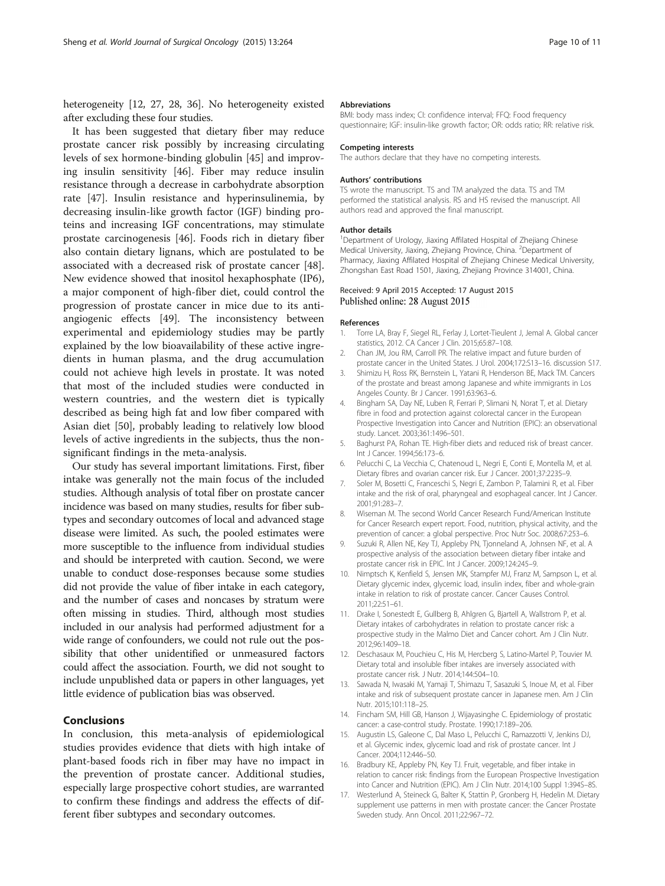heterogeneity [12, 27, 28, 36]. No heterogeneity existed after excluding these four studies.

It has been suggested that dietary fiber may reduce prostate cancer risk possibly by increasing circulating levels of sex hormone-binding globulin [45] and improving insulin sensitivity [46]. Fiber may reduce insulin resistance through a decrease in carbohydrate absorption rate [47]. Insulin resistance and hyperinsulinemia, by decreasing insulin-like growth factor (IGF) binding proteins and increasing IGF concentrations, may stimulate prostate carcinogenesis [46]. Foods rich in dietary fiber also contain dietary lignans, which are postulated to be associated with a decreased risk of prostate cancer [48]. New evidence showed that inositol hexaphosphate (IP6), a major component of high-fiber diet, could control the progression of prostate cancer in mice due to its anti-angiogenic effects [49]. The inconsistency between experimental and epidemiology studies may be partly explained by the low bioavailability of these active ingredients in human plasma, and the drug accumulation could not achieve high levels in prostate. It was noted that most of the included studies were conducted in western countries, and the western diet is typically described as being high fat and low fiber compared with Asian diet [50], probably leading to relatively low blood levels of active ingredients in the subjects, thus the non-significant findings in the meta-analysis.

Our study has several important limitations. First, fiber intake was generally not the main focus of the included studies. Although analysis of total fiber on prostate cancer incidence was based on many studies, results for fiber subtypes and secondary outcomes of local and advanced stage disease were limited. As such, the pooled estimates were more susceptible to the influence from individual studies and should be interpreted with caution. Second, we were unable to conduct dose-responses because some studies did not provide the value of fiber intake in each category, and the number of cases and noncases by stratum were often missing in studies. Third, although most studies included in our analysis had performed adjustment for a wide range of confounders, we could not rule out the possibility that other unidentified or unmeasured factors could affect the association. Fourth, we did not sought to include unpublished data or papers in other languages, yet little evidence of publication bias was observed.

## Conclusions

In conclusion, this meta-analysis of epidemiological studies provides evidence that diets with high intake of plant-based foods rich in fiber may have no impact in the prevention of prostate cancer. Additional studies, especially large prospective cohort studies, are warranted to confirm these findings and address the effects of different fiber subtypes and secondary outcomes.

#### Abbreviations

BMI: body mass index; CI: confidence interval; FFQ: Food frequency questionnaire; IGF: insulin-like growth factor; OR: odds ratio; RR: relative risk.

#### Competing interests

The authors declare that they have no competing interests.

#### Authors' contributions

TS wrote the manuscript. TS and TM analyzed the data. TS and TM performed the statistical analysis. RS and HS revised the manuscript. All authors read and approved the final manuscript.

#### Author details

[1]Department of Urology, Jiaxing Affilated Hospital of Zhejiang Chinese Medical University, Jiaxing, Zhejiang Province, China. [2]Department of Pharmacy, Jiaxing Affilated Hospital of Zhejiang Chinese Medical University, Zhongshan East Road 1501, Jiaxing, Zhejiang Province 314001, China.

Received: 9 April 2015 Accepted: 17 August 2015
Published online: 28 August 2015

#### References

1. Torre LA, Bray F, Siegel RL, Ferlay J, Lortet-Tieulent J, Jemal A. Global cancer statistics, 2012. CA Cancer J Clin. 2015;65:87–108.
2. Chan JM, Jou RM, Carroll PR. The relative impact and future burden of prostate cancer in the United States. J Urol. 2004;172:S13–16. discussion S17.
3. Shimizu H, Ross RK, Bernstein L, Yatani R, Henderson BE, Mack TM. Cancers of the prostate and breast among Japanese and white immigrants in Los Angeles County. Br J Cancer. 1991;63:963–6.
4. Bingham SA, Day NE, Luben R, Ferrari P, Slimani N, Norat T, et al. Dietary fibre in food and protection against colorectal cancer in the European Prospective Investigation into Cancer and Nutrition (EPIC): an observational study. Lancet. 2003;361:1496–501.
5. Baghurst PA, Rohan TE. High-fiber diets and reduced risk of breast cancer. Int J Cancer. 1994;56:173–6.
6. Pelucchi C, La Vecchia C, Chatenoud L, Negri E, Conti E, Montella M, et al. Dietary fibres and ovarian cancer risk. Eur J Cancer. 2001;37:2235–9.
7. Soler M, Bosetti C, Franceschi S, Negri E, Zambon P, Talamini R, et al. Fiber intake and the risk of oral, pharyngeal and esophageal cancer. Int J Cancer. 2001;91:283–7.
8. Wiseman M. The second World Cancer Research Fund/American Institute for Cancer Research expert report. Food, nutrition, physical activity, and the prevention of cancer: a global perspective. Proc Nutr Soc. 2008;67:253–6.
9. Suzuki R, Allen NE, Key TJ, Appleby PN, Tjonneland A, Johnsen NF, et al. A prospective analysis of the association between dietary fiber intake and prostate cancer risk in EPIC. Int J Cancer. 2009;124:245–9.
10. Nimptsch K, Kenfield S, Jensen MK, Stampfer MJ, Franz M, Sampson L, et al. Dietary glycemic index, glycemic load, insulin index, fiber and whole-grain intake in relation to risk of prostate cancer. Cancer Causes Control. 2011;22:51–61.
11. Drake I, Sonestedt E, Gullberg B, Ahlgren G, Bjartell A, Wallstrom P, et al. Dietary intakes of carbohydrates in relation to prostate cancer risk: a prospective study in the Malmo Diet and Cancer cohort. Am J Clin Nutr. 2012;96:1409–18.
12. Deschasaux M, Pouchieu C, His M, Hercberg S, Latino-Martel P, Touvier M. Dietary total and insoluble fiber intakes are inversely associated with prostate cancer risk. J Nutr. 2014;144:504–10.
13. Sawada N, Iwasaki M, Yamaji T, Shimazu T, Sasazuki S, Inoue M, et al. Fiber intake and risk of subsequent prostate cancer in Japanese men. Am J Clin Nutr. 2015;101:118–25.
14. Fincham SM, Hill GB, Hanson J, Wijayasinghe C. Epidemiology of prostatic cancer: a case-control study. Prostate. 1990;17:189–206.
15. Augustin LS, Galeone C, Dal Maso L, Pelucchi C, Ramazzotti V, Jenkins DJ, et al. Glycemic index, glycemic load and risk of prostate cancer. Int J Cancer. 2004;112:446–50.
16. Bradbury KE, Appleby PN, Key TJ. Fruit, vegetable, and fiber intake in relation to cancer risk: findings from the European Prospective Investigation into Cancer and Nutrition (EPIC). Am J Clin Nutr. 2014;100 Suppl 1:394S–8S.
17. Westerlund A, Steineck G, Balter K, Stattin P, Gronberg H, Hedelin M. Dietary supplement use patterns in men with prostate cancer: the Cancer Prostate Sweden study. Ann Oncol. 2011;22:967–72.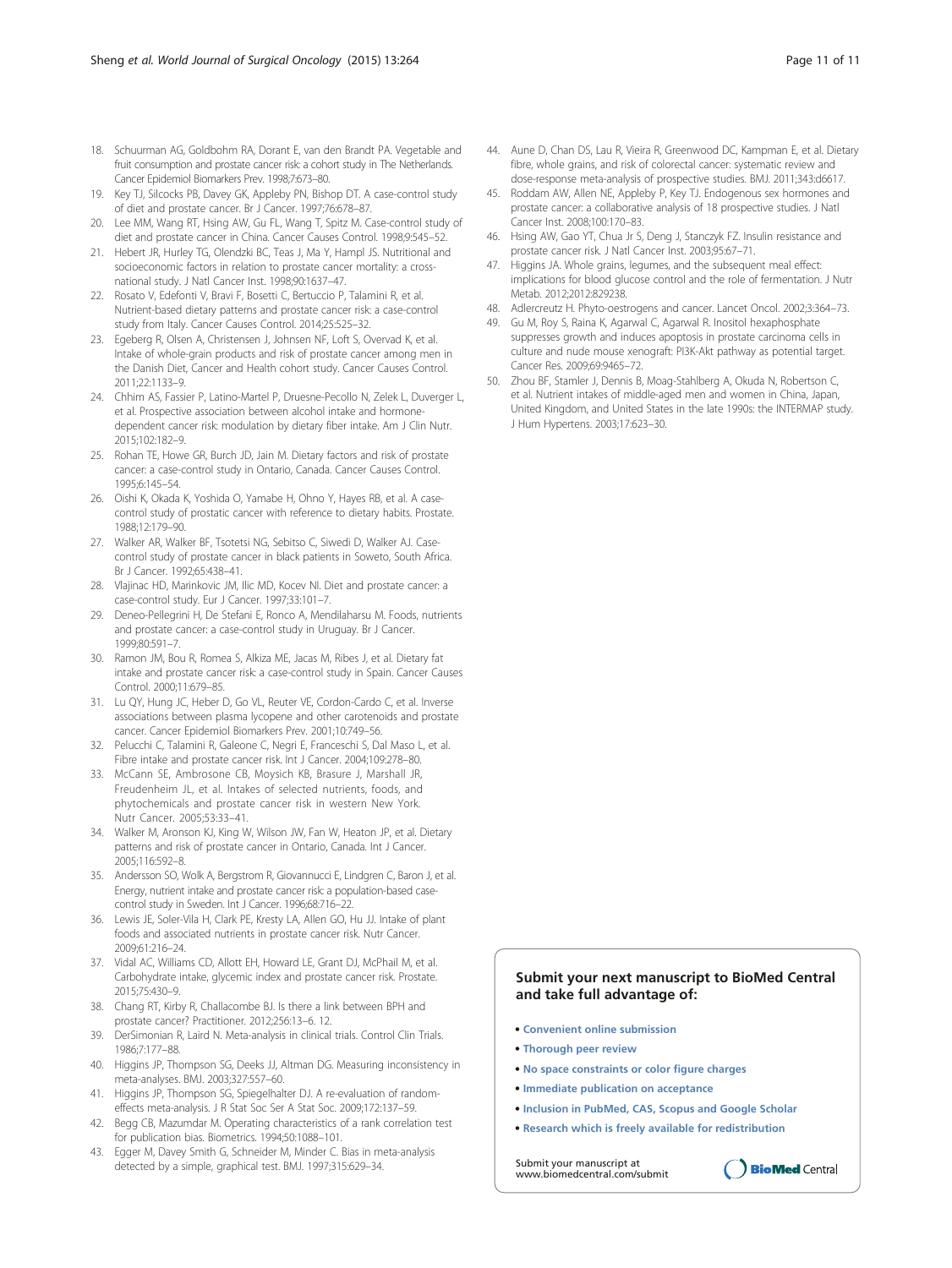18. Schuurman AG, Goldbohm RA, Dorant E, van den Brandt PA. Vegetable and fruit consumption and prostate cancer risk: a cohort study in The Netherlands. Cancer Epidemiol Biomarkers Prev. 1998;7:673–80.
19. Key TJ, Silcocks PB, Davey GK, Appleby PN, Bishop DT. A case-control study of diet and prostate cancer. Br J Cancer. 1997;76:678–87.
20. Lee MM, Wang RT, Hsing AW, Gu FL, Wang T, Spitz M. Case-control study of diet and prostate cancer in China. Cancer Causes Control. 1998;9:545–52.
21. Hebert JR, Hurley TG, Olendzki BC, Teas J, Ma Y, Hampl JS. Nutritional and socioeconomic factors in relation to prostate cancer mortality: a cross-national study. J Natl Cancer Inst. 1998;90:1637–47.
22. Rosato V, Edefonti V, Bravi F, Bosetti C, Bertuccio P, Talamini R, et al. Nutrient-based dietary patterns and prostate cancer risk: a case-control study from Italy. Cancer Causes Control. 2014;25:525–32.
23. Egeberg R, Olsen A, Christensen J, Johnsen NF, Loft S, Overvad K, et al. Intake of whole-grain products and risk of prostate cancer among men in the Danish Diet, Cancer and Health cohort study. Cancer Causes Control. 2011;22:1133–9.
24. Chhim AS, Fassier P, Latino-Martel P, Druesne-Pecollo N, Zelek L, Duverger L, et al. Prospective association between alcohol intake and hormone-dependent cancer risk: modulation by dietary fiber intake. Am J Clin Nutr. 2015;102:182–9.
25. Rohan TE, Howe GR, Burch JD, Jain M. Dietary factors and risk of prostate cancer: a case-control study in Ontario, Canada. Cancer Causes Control. 1995;6:145–54.
26. Oishi K, Okada K, Yoshida O, Yamabe H, Ohno Y, Hayes RB, et al. A case-control study of prostatic cancer with reference to dietary habits. Prostate. 1988;12:179–90.
27. Walker AR, Walker BF, Tsotetsi NG, Sebitso C, Siwedi D, Walker AJ. Case-control study of prostate cancer in black patients in Soweto, South Africa. Br J Cancer. 1992;65:438–41.
28. Vlajinac HD, Marinkovic JM, Ilic MD, Kocev NI. Diet and prostate cancer: a case-control study. Eur J Cancer. 1997;33:101–7.
29. Deneo-Pellegrini H, De Stefani E, Ronco A, Mendilaharsu M. Foods, nutrients and prostate cancer: a case-control study in Uruguay. Br J Cancer. 1999;80:591–7.
30. Ramon JM, Bou R, Romea S, Alkiza ME, Jacas M, Ribes J, et al. Dietary fat intake and prostate cancer risk: a case-control study in Spain. Cancer Causes Control. 2000;11:679–85.
31. Lu QY, Hung JC, Heber D, Go VL, Reuter VE, Cordon-Cardo C, et al. Inverse associations between plasma lycopene and other carotenoids and prostate cancer. Cancer Epidemiol Biomarkers Prev. 2001;10:749–56.
32. Pelucchi C, Talamini R, Galeone C, Negri E, Franceschi S, Dal Maso L, et al. Fibre intake and prostate cancer risk. Int J Cancer. 2004;109:278–80.
33. McCann SE, Ambrosone CB, Moysich KB, Brasure J, Marshall JR, Freudenheim JL, et al. Intakes of selected nutrients, foods, and phytochemicals and prostate cancer risk in western New York. Nutr Cancer. 2005;53:33–41.
34. Walker M, Aronson KJ, King W, Wilson JW, Fan W, Heaton JP, et al. Dietary patterns and risk of prostate cancer in Ontario, Canada. Int J Cancer. 2005;116:592–8.
35. Andersson SO, Wolk A, Bergstrom R, Giovannucci E, Lindgren C, Baron J, et al. Energy, nutrient intake and prostate cancer risk: a population-based case-control study in Sweden. Int J Cancer. 1996;68:716–22.
36. Lewis JE, Soler-Vila H, Clark PE, Kresty LA, Allen GO, Hu JJ. Intake of plant foods and associated nutrients in prostate cancer risk. Nutr Cancer. 2009;61:216–24.
37. Vidal AC, Williams CD, Allott EH, Howard LE, Grant DJ, McPhail M, et al. Carbohydrate intake, glycemic index and prostate cancer risk. Prostate. 2015;75:430–9.
38. Chang RT, Kirby R, Challacombe BJ. Is there a link between BPH and prostate cancer? Practitioner. 2012;256:13–6. 12.
39. DerSimonian R, Laird N. Meta-analysis in clinical trials. Control Clin Trials. 1986;7:177–88.
40. Higgins JP, Thompson SG, Deeks JJ, Altman DG. Measuring inconsistency in meta-analyses. BMJ. 2003;327:557–60.
41. Higgins JP, Thompson SG, Spiegelhalter DJ. A re-evaluation of random-effects meta-analysis. J R Stat Soc Ser A Stat Soc. 2009;172:137–59.
42. Begg CB, Mazumdar M. Operating characteristics of a rank correlation test for publication bias. Biometrics. 1994;50:1088–101.
43. Egger M, Davey Smith G, Schneider M, Minder C. Bias in meta-analysis detected by a simple, graphical test. BMJ. 1997;315:629–34.
44. Aune D, Chan DS, Lau R, Vieira R, Greenwood DC, Kampman E, et al. Dietary fibre, whole grains, and risk of colorectal cancer: systematic review and dose-response meta-analysis of prospective studies. BMJ. 2011;343:d6617.
45. Roddam AW, Allen NE, Appleby P, Key TJ. Endogenous sex hormones and prostate cancer: a collaborative analysis of 18 prospective studies. J Natl Cancer Inst. 2008;100:170–83.
46. Hsing AW, Gao YT, Chua Jr S, Deng J, Stanczyk FZ. Insulin resistance and prostate cancer risk. J Natl Cancer Inst. 2003;95:67–71.
47. Higgins JA. Whole grains, legumes, and the subsequent meal effect: implications for blood glucose control and the role of fermentation. J Nutr Metab. 2012;2012:829238.
48. Adlercreutz H. Phyto-oestrogens and cancer. Lancet Oncol. 2002;3:364–73.
49. Gu M, Roy S, Raina K, Agarwal C, Agarwal R. Inositol hexaphosphate suppresses growth and induces apoptosis in prostate carcinoma cells in culture and nude mouse xenograft: PI3K-Akt pathway as potential target. Cancer Res. 2009;69:9465–72.
50. Zhou BF, Stamler J, Dennis B, Moag-Stahlberg A, Okuda N, Robertson C, et al. Nutrient intakes of middle-aged men and women in China, Japan, United Kingdom, and United States in the late 1990s: the INTERMAP study. J Hum Hypertens. 2003;17:623–30.

**Submit your next manuscript to BioMed Central and take full advantage of:**

- Convenient online submission
- Thorough peer review
- No space constraints or color figure charges
- Immediate publication on acceptance
- Inclusion in PubMed, CAS, Scopus and Google Scholar
- Research which is freely available for redistribution

Submit your manuscript at
www.biomedcentral.com/submit

BioMed Central